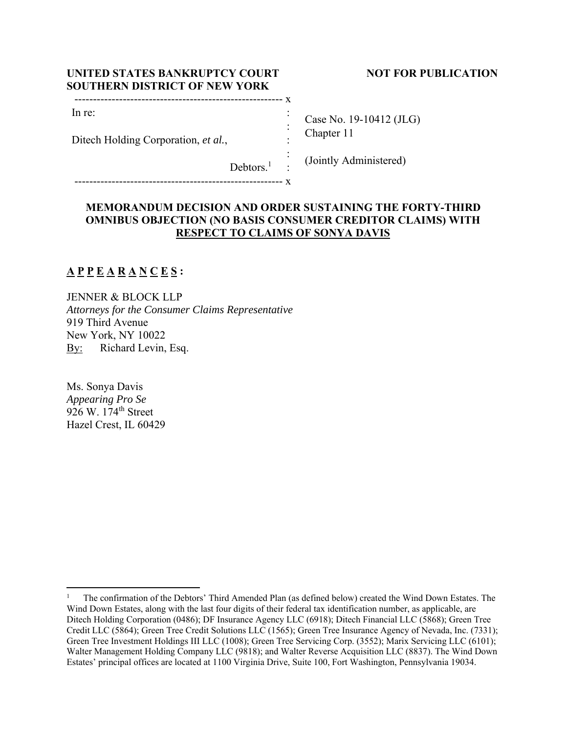**UNITED STATES BANKRUPTCY COURT**
**SOUTHERN DISTRICT OF NEW YORK**

**NOT FOR PUBLICATION**

| | |
|---|---|
| In re:<br><br>Ditech Holding Corporation, *et al.*,<br><br>Debtors.[1] | Case No. 19-10412 (JLG)<br>Chapter 11<br><br>(Jointly Administered) |

**MEMORANDUM DECISION AND ORDER SUSTAINING THE FORTY-THIRD OMNIBUS OBJECTION (NO BASIS CONSUMER CREDITOR CLAIMS) WITH RESPECT TO CLAIMS OF SONYA DAVIS**

**A P P E A R A N C E S :**

JENNER & BLOCK LLP
*Attorneys for the Consumer Claims Representative*
919 Third Avenue
New York, NY 10022
By: Richard Levin, Esq.

Ms. Sonya Davis
*Appearing Pro Se*
926 W. 174th Street
Hazel Crest, IL 60429

[1] The confirmation of the Debtors' Third Amended Plan (as defined below) created the Wind Down Estates. The Wind Down Estates, along with the last four digits of their federal tax identification number, as applicable, are Ditech Holding Corporation (0486); DF Insurance Agency LLC (6918); Ditech Financial LLC (5868); Green Tree Credit LLC (5864); Green Tree Credit Solutions LLC (1565); Green Tree Insurance Agency of Nevada, Inc. (7331); Green Tree Investment Holdings III LLC (1008); Green Tree Servicing Corp. (3552); Marix Servicing LLC (6101); Walter Management Holding Company LLC (9818); and Walter Reverse Acquisition LLC (8837). The Wind Down Estates' principal offices are located at 1100 Virginia Drive, Suite 100, Fort Washington, Pennsylvania 19034.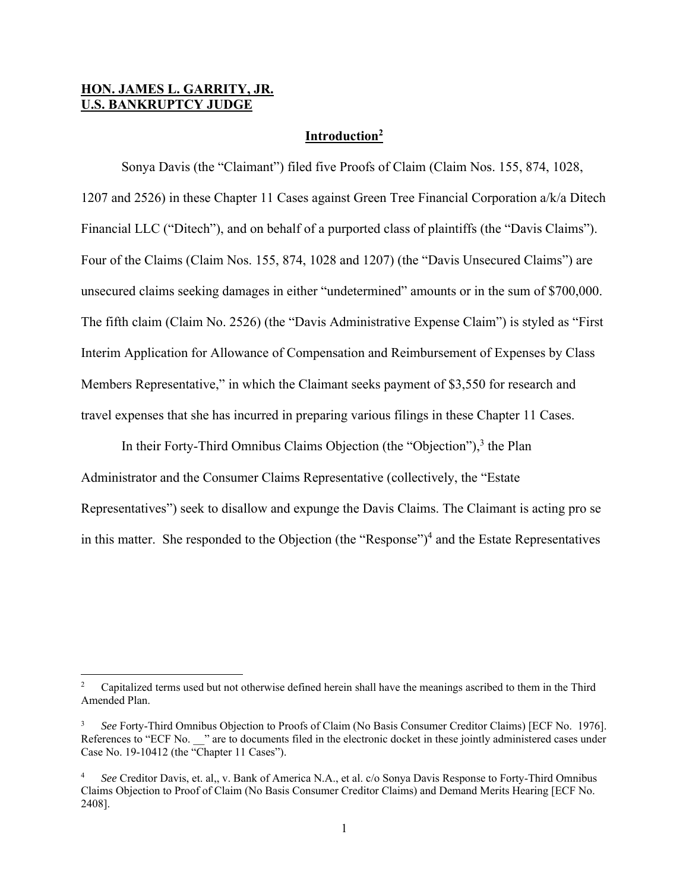**HON. JAMES L. GARRITY, JR.**
**U.S. BANKRUPTCY JUDGE**

## Introduction[2]

Sonya Davis (the "Claimant") filed five Proofs of Claim (Claim Nos. 155, 874, 1028, 1207 and 2526) in these Chapter 11 Cases against Green Tree Financial Corporation a/k/a Ditech Financial LLC ("Ditech"), and on behalf of a purported class of plaintiffs (the "Davis Claims"). Four of the Claims (Claim Nos. 155, 874, 1028 and 1207) (the "Davis Unsecured Claims") are unsecured claims seeking damages in either "undetermined" amounts or in the sum of $700,000. The fifth claim (Claim No. 2526) (the "Davis Administrative Expense Claim") is styled as "First Interim Application for Allowance of Compensation and Reimbursement of Expenses by Class Members Representative," in which the Claimant seeks payment of $3,550 for research and travel expenses that she has incurred in preparing various filings in these Chapter 11 Cases.

In their Forty-Third Omnibus Claims Objection (the "Objection"),[3] the Plan Administrator and the Consumer Claims Representative (collectively, the "Estate Representatives") seek to disallow and expunge the Davis Claims. The Claimant is acting pro se in this matter. She responded to the Objection (the "Response")[4] and the Estate Representatives

---

[2] Capitalized terms used but not otherwise defined herein shall have the meanings ascribed to them in the Third Amended Plan.

[3] *See* Forty-Third Omnibus Objection to Proofs of Claim (No Basis Consumer Creditor Claims) [ECF No. 1976]. References to "ECF No. __" are to documents filed in the electronic docket in these jointly administered cases under Case No. 19-10412 (the "Chapter 11 Cases").

[4] *See* Creditor Davis, et. al,, v. Bank of America N.A., et al. c/o Sonya Davis Response to Forty-Third Omnibus Claims Objection to Proof of Claim (No Basis Consumer Creditor Claims) and Demand Merits Hearing [ECF No. 2408].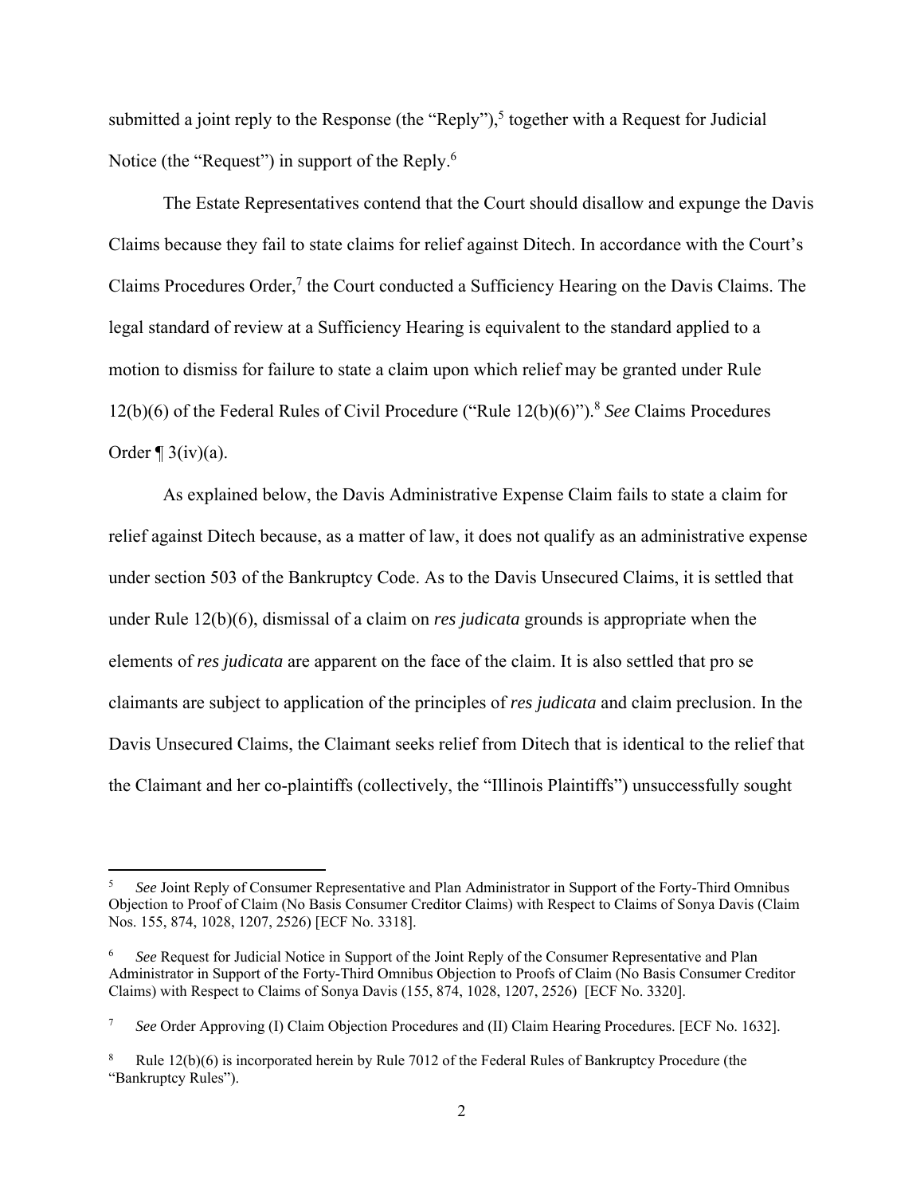submitted a joint reply to the Response (the "Reply"),[5] together with a Request for Judicial Notice (the "Request") in support of the Reply.[6]

The Estate Representatives contend that the Court should disallow and expunge the Davis Claims because they fail to state claims for relief against Ditech. In accordance with the Court's Claims Procedures Order,[7] the Court conducted a Sufficiency Hearing on the Davis Claims. The legal standard of review at a Sufficiency Hearing is equivalent to the standard applied to a motion to dismiss for failure to state a claim upon which relief may be granted under Rule 12(b)(6) of the Federal Rules of Civil Procedure ("Rule 12(b)(6)").[8] *See* Claims Procedures Order ¶ 3(iv)(a).

As explained below, the Davis Administrative Expense Claim fails to state a claim for relief against Ditech because, as a matter of law, it does not qualify as an administrative expense under section 503 of the Bankruptcy Code. As to the Davis Unsecured Claims, it is settled that under Rule 12(b)(6), dismissal of a claim on *res judicata* grounds is appropriate when the elements of *res judicata* are apparent on the face of the claim. It is also settled that pro se claimants are subject to application of the principles of *res judicata* and claim preclusion. In the Davis Unsecured Claims, the Claimant seeks relief from Ditech that is identical to the relief that the Claimant and her co-plaintiffs (collectively, the "Illinois Plaintiffs") unsuccessfully sought

---

[5] *See* Joint Reply of Consumer Representative and Plan Administrator in Support of the Forty-Third Omnibus Objection to Proof of Claim (No Basis Consumer Creditor Claims) with Respect to Claims of Sonya Davis (Claim Nos. 155, 874, 1028, 1207, 2526) [ECF No. 3318].

[6] *See* Request for Judicial Notice in Support of the Joint Reply of the Consumer Representative and Plan Administrator in Support of the Forty-Third Omnibus Objection to Proofs of Claim (No Basis Consumer Creditor Claims) with Respect to Claims of Sonya Davis (155, 874, 1028, 1207, 2526) [ECF No. 3320].

[7] *See* Order Approving (I) Claim Objection Procedures and (II) Claim Hearing Procedures. [ECF No. 1632].

[8] Rule 12(b)(6) is incorporated herein by Rule 7012 of the Federal Rules of Bankruptcy Procedure (the "Bankruptcy Rules").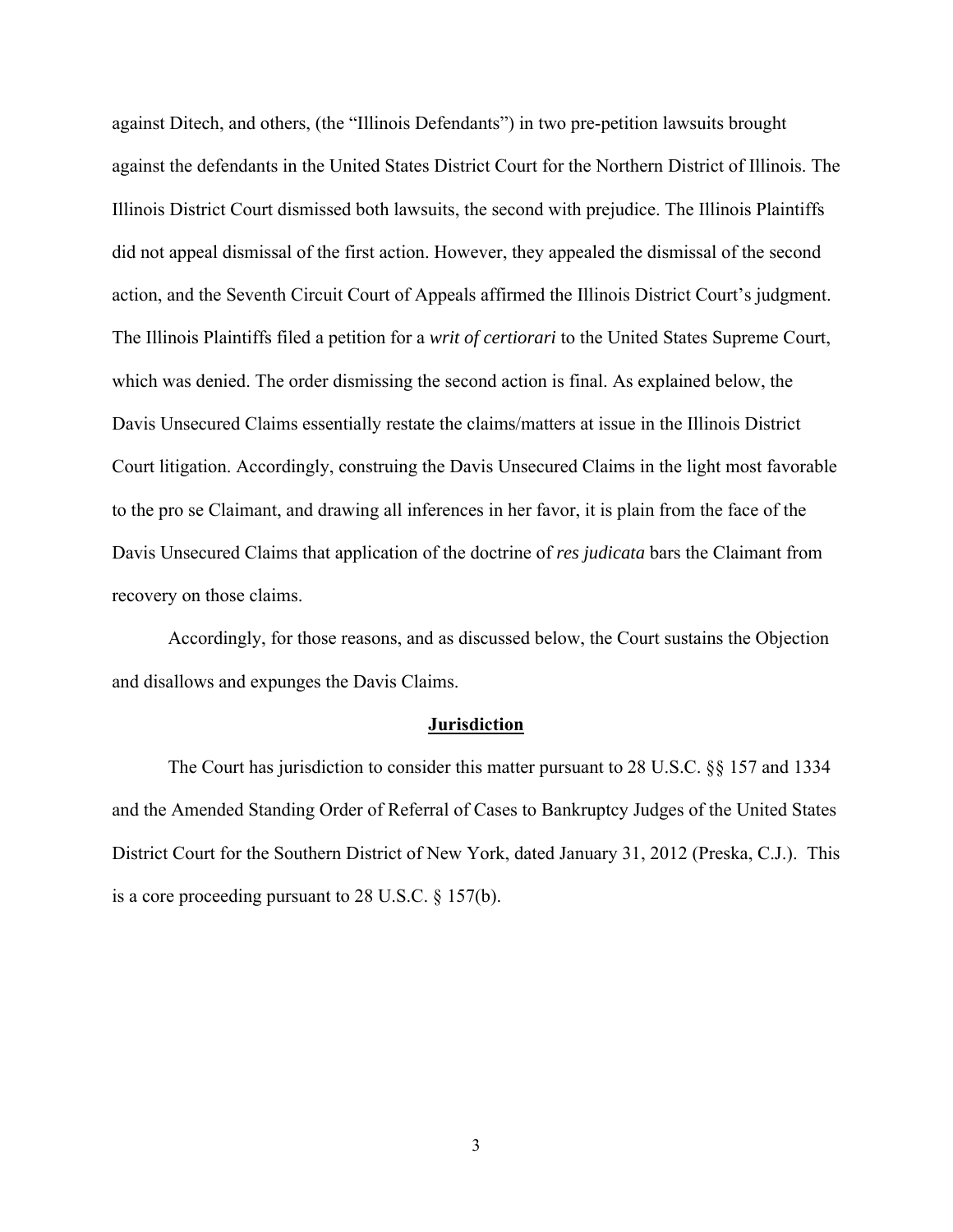against Ditech, and others, (the "Illinois Defendants") in two pre-petition lawsuits brought against the defendants in the United States District Court for the Northern District of Illinois. The Illinois District Court dismissed both lawsuits, the second with prejudice. The Illinois Plaintiffs did not appeal dismissal of the first action. However, they appealed the dismissal of the second action, and the Seventh Circuit Court of Appeals affirmed the Illinois District Court's judgment. The Illinois Plaintiffs filed a petition for a *writ of certiorari* to the United States Supreme Court, which was denied. The order dismissing the second action is final. As explained below, the Davis Unsecured Claims essentially restate the claims/matters at issue in the Illinois District Court litigation. Accordingly, construing the Davis Unsecured Claims in the light most favorable to the pro se Claimant, and drawing all inferences in her favor, it is plain from the face of the Davis Unsecured Claims that application of the doctrine of *res judicata* bars the Claimant from recovery on those claims.

Accordingly, for those reasons, and as discussed below, the Court sustains the Objection and disallows and expunges the Davis Claims.

## Jurisdiction

The Court has jurisdiction to consider this matter pursuant to 28 U.S.C. §§ 157 and 1334 and the Amended Standing Order of Referral of Cases to Bankruptcy Judges of the United States District Court for the Southern District of New York, dated January 31, 2012 (Preska, C.J.). This is a core proceeding pursuant to 28 U.S.C. § 157(b).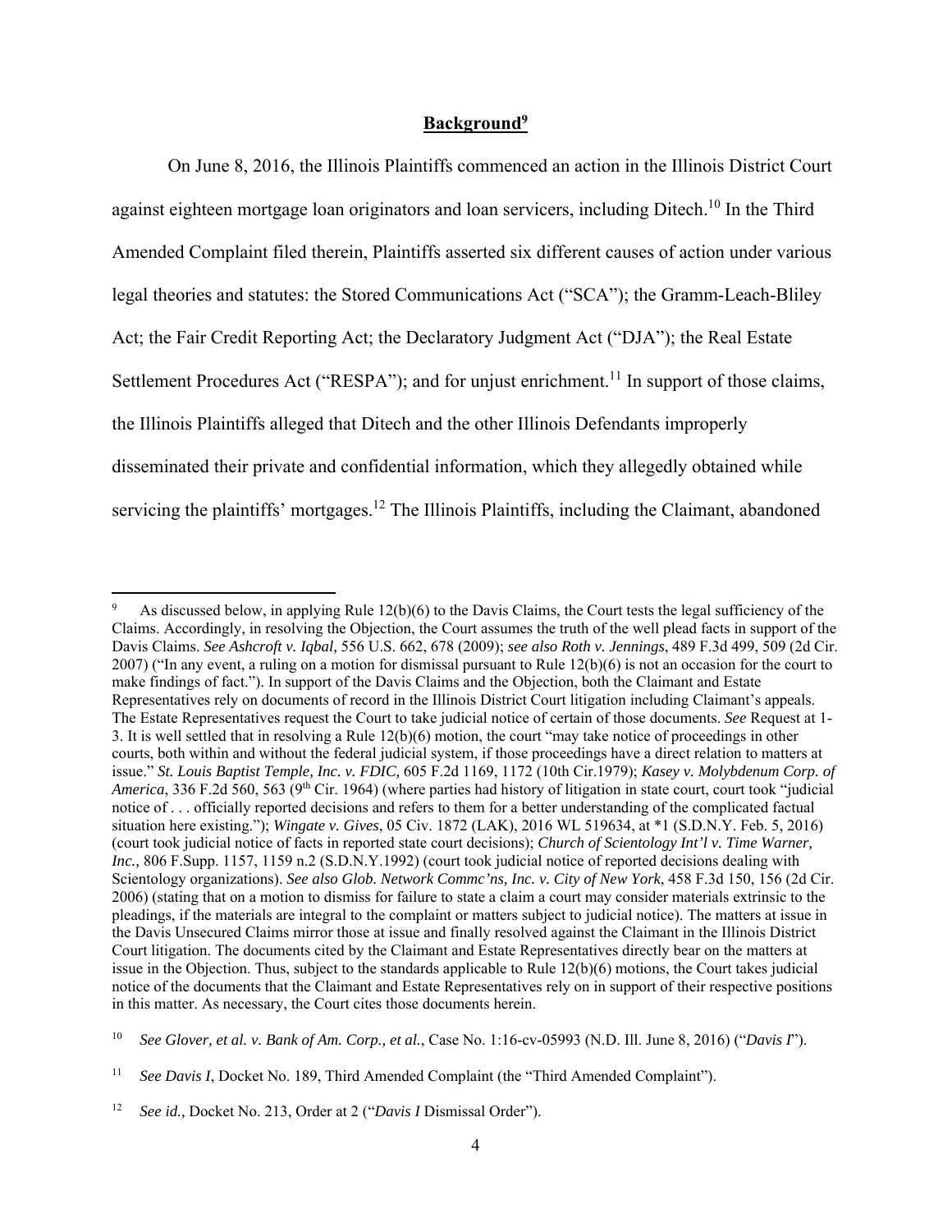## **Background**[9]

On June 8, 2016, the Illinois Plaintiffs commenced an action in the Illinois District Court against eighteen mortgage loan originators and loan servicers, including Ditech.[10] In the Third Amended Complaint filed therein, Plaintiffs asserted six different causes of action under various legal theories and statutes: the Stored Communications Act ("SCA"); the Gramm-Leach-Bliley Act; the Fair Credit Reporting Act; the Declaratory Judgment Act ("DJA"); the Real Estate Settlement Procedures Act ("RESPA"); and for unjust enrichment.[11] In support of those claims, the Illinois Plaintiffs alleged that Ditech and the other Illinois Defendants improperly disseminated their private and confidential information, which they allegedly obtained while servicing the plaintiffs' mortgages.[12] The Illinois Plaintiffs, including the Claimant, abandoned

---

[9] As discussed below, in applying Rule 12(b)(6) to the Davis Claims, the Court tests the legal sufficiency of the Claims. Accordingly, in resolving the Objection, the Court assumes the truth of the well plead facts in support of the Davis Claims. *See Ashcroft v. Iqbal,* 556 U.S. 662, 678 (2009); *see also Roth v. Jennings*, 489 F.3d 499, 509 (2d Cir. 2007) ("In any event, a ruling on a motion for dismissal pursuant to Rule 12(b)(6) is not an occasion for the court to make findings of fact."). In support of the Davis Claims and the Objection, both the Claimant and Estate Representatives rely on documents of record in the Illinois District Court litigation including Claimant's appeals. The Estate Representatives request the Court to take judicial notice of certain of those documents. *See* Request at 1-3. It is well settled that in resolving a Rule 12(b)(6) motion, the court "may take notice of proceedings in other courts, both within and without the federal judicial system, if those proceedings have a direct relation to matters at issue." *St. Louis Baptist Temple, Inc. v. FDIC,* 605 F.2d 1169, 1172 (10th Cir.1979); *Kasey v. Molybdenum Corp. of America*, 336 F.2d 560, 563 (9th Cir. 1964) (where parties had history of litigation in state court, court took "judicial notice of . . . officially reported decisions and refers to them for a better understanding of the complicated factual situation here existing."); *Wingate v. Gives*, 05 Civ. 1872 (LAK), 2016 WL 519634, at *1 (S.D.N.Y. Feb. 5, 2016) (court took judicial notice of facts in reported state court decisions); *Church of Scientology Int'l v. Time Warner, Inc.,* 806 F.Supp. 1157, 1159 n.2 (S.D.N.Y.1992) (court took judicial notice of reported decisions dealing with Scientology organizations). *See also Glob. Network Commc'ns, Inc. v. City of New York*, 458 F.3d 150, 156 (2d Cir. 2006) (stating that on a motion to dismiss for failure to state a claim a court may consider materials extrinsic to the pleadings, if the materials are integral to the complaint or matters subject to judicial notice). The matters at issue in the Davis Unsecured Claims mirror those at issue and finally resolved against the Claimant in the Illinois District Court litigation. The documents cited by the Claimant and Estate Representatives directly bear on the matters at issue in the Objection. Thus, subject to the standards applicable to Rule 12(b)(6) motions, the Court takes judicial notice of the documents that the Claimant and Estate Representatives rely on in support of their respective positions in this matter. As necessary, the Court cites those documents herein.

[10] *See Glover, et al. v. Bank of Am. Corp., et al.*, Case No. 1:16-cv-05993 (N.D. Ill. June 8, 2016) ("*Davis I*").

[11] *See Davis I*, Docket No. 189, Third Amended Complaint (the "Third Amended Complaint").

[12] *See id.,* Docket No. 213, Order at 2 ("*Davis I* Dismissal Order").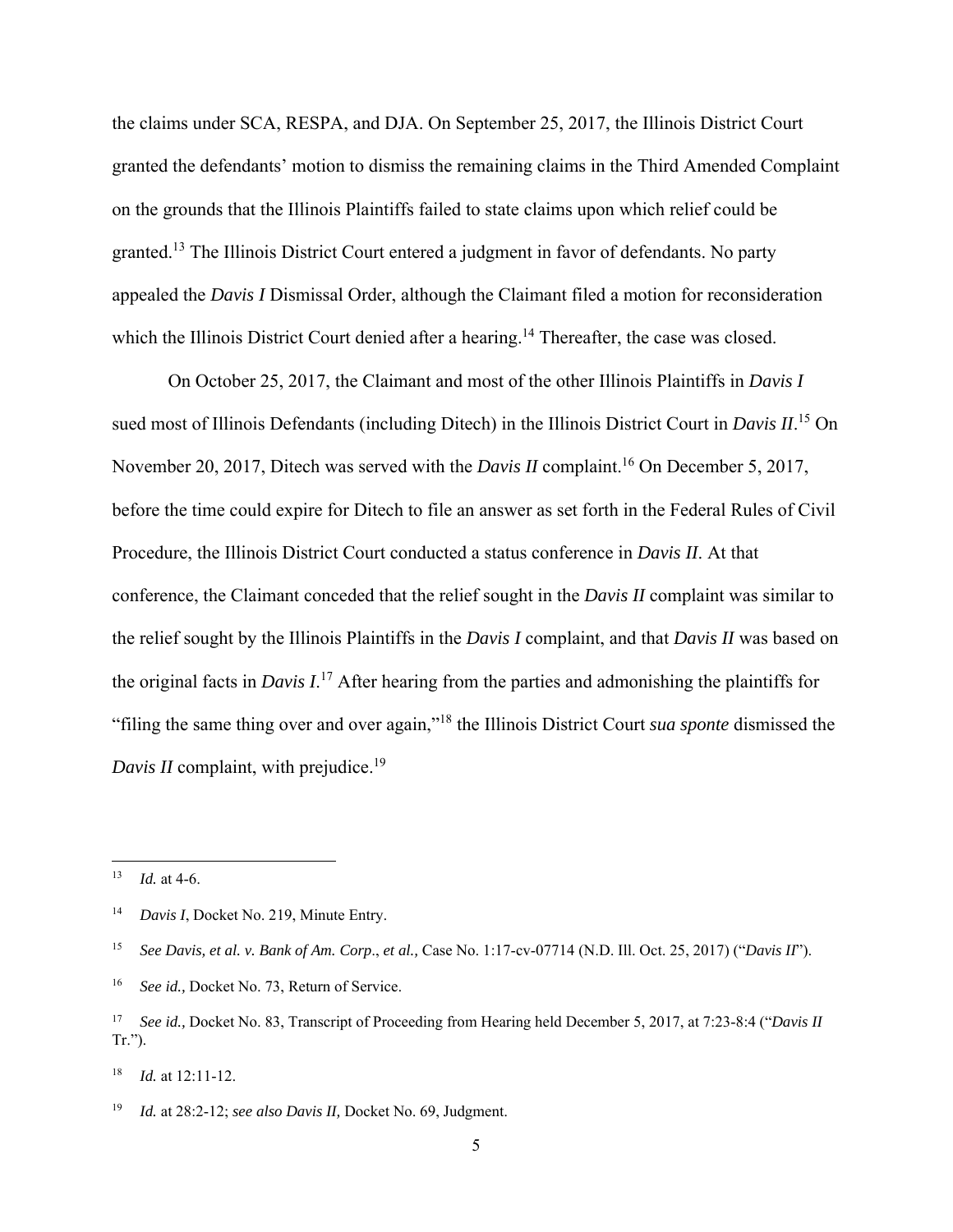the claims under SCA, RESPA, and DJA. On September 25, 2017, the Illinois District Court granted the defendants' motion to dismiss the remaining claims in the Third Amended Complaint on the grounds that the Illinois Plaintiffs failed to state claims upon which relief could be granted.[13] The Illinois District Court entered a judgment in favor of defendants. No party appealed the *Davis I* Dismissal Order, although the Claimant filed a motion for reconsideration which the Illinois District Court denied after a hearing.[14] Thereafter, the case was closed.

On October 25, 2017, the Claimant and most of the other Illinois Plaintiffs in *Davis I* sued most of Illinois Defendants (including Ditech) in the Illinois District Court in *Davis II*.[15] On November 20, 2017, Ditech was served with the *Davis II* complaint.[16] On December 5, 2017, before the time could expire for Ditech to file an answer as set forth in the Federal Rules of Civil Procedure, the Illinois District Court conducted a status conference in *Davis II*. At that conference, the Claimant conceded that the relief sought in the *Davis II* complaint was similar to the relief sought by the Illinois Plaintiffs in the *Davis I* complaint, and that *Davis II* was based on the original facts in *Davis I*.[17] After hearing from the parties and admonishing the plaintiffs for "filing the same thing over and over again,"[18] the Illinois District Court *sua sponte* dismissed the *Davis II* complaint, with prejudice.[19]

---

[13] *Id.* at 4-6.

[14] *Davis I*, Docket No. 219, Minute Entry.

[15] *See Davis, et al. v. Bank of Am. Corp*., *et al.,* Case No. 1:17-cv-07714 (N.D. Ill. Oct. 25, 2017) ("*Davis II*").

[16] *See id.,* Docket No. 73, Return of Service.

[17] *See id.,* Docket No. 83, Transcript of Proceeding from Hearing held December 5, 2017, at 7:23-8:4 ("*Davis II* Tr.").

[18] *Id.* at 12:11-12.

[19] *Id.* at 28:2-12; *see also Davis II,* Docket No. 69, Judgment.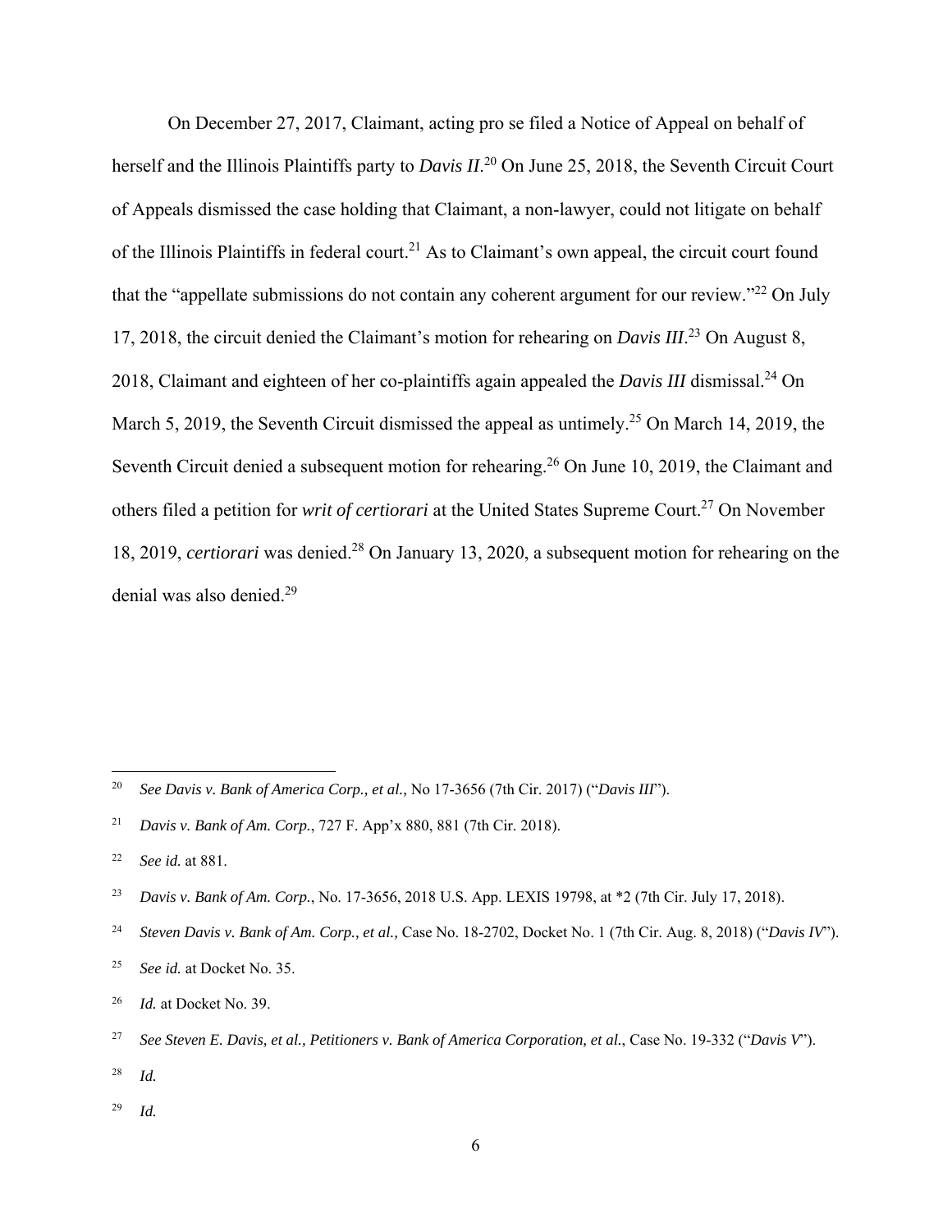On December 27, 2017, Claimant, acting pro se filed a Notice of Appeal on behalf of herself and the Illinois Plaintiffs party to *Davis II*.[20] On June 25, 2018, the Seventh Circuit Court of Appeals dismissed the case holding that Claimant, a non-lawyer, could not litigate on behalf of the Illinois Plaintiffs in federal court.[21] As to Claimant's own appeal, the circuit court found that the "appellate submissions do not contain any coherent argument for our review."[22] On July 17, 2018, the circuit denied the Claimant's motion for rehearing on *Davis III*.[23] On August 8, 2018, Claimant and eighteen of her co-plaintiffs again appealed the *Davis III* dismissal.[24] On March 5, 2019, the Seventh Circuit dismissed the appeal as untimely.[25] On March 14, 2019, the Seventh Circuit denied a subsequent motion for rehearing.[26] On June 10, 2019, the Claimant and others filed a petition for *writ of certiorari* at the United States Supreme Court.[27] On November 18, 2019, *certiorari* was denied.[28] On January 13, 2020, a subsequent motion for rehearing on the denial was also denied.[29]

---

[20] *See Davis v. Bank of America Corp., et al.*, No 17-3656 (7th Cir. 2017) ("*Davis III*").

[21] *Davis v. Bank of Am. Corp.*, 727 F. App'x 880, 881 (7th Cir. 2018).

[22] *See id.* at 881.

[23] *Davis v. Bank of Am. Corp.*, No. 17-3656, 2018 U.S. App. LEXIS 19798, at *2 (7th Cir. July 17, 2018).

[24] *Steven Davis v. Bank of Am. Corp., et al.,* Case No. 18-2702, Docket No. 1 (7th Cir. Aug. 8, 2018) ("*Davis IV*").

[25] *See id.* at Docket No. 35.

[26] *Id.* at Docket No. 39.

[27] *See Steven E. Davis, et al., Petitioners v. Bank of America Corporation, et al.*, Case No. 19-332 ("*Davis V*").

[28] *Id.*

[29] *Id.*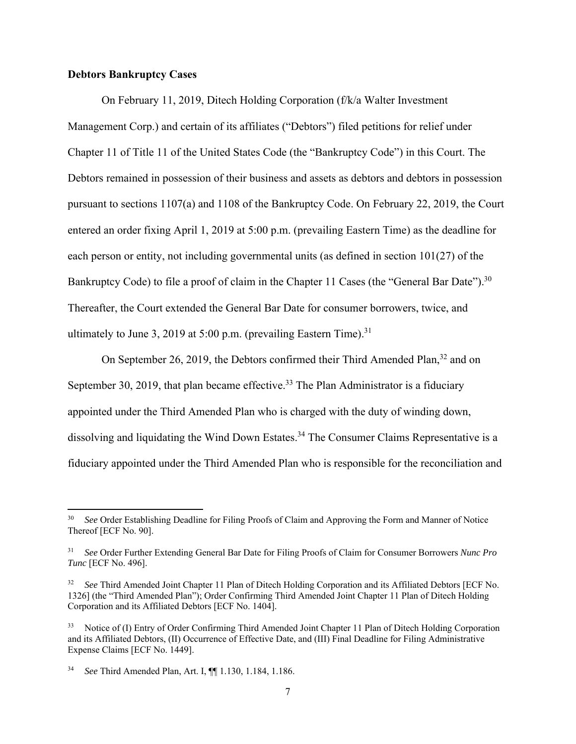**Debtors Bankruptcy Cases**

On February 11, 2019, Ditech Holding Corporation (f/k/a Walter Investment Management Corp.) and certain of its affiliates ("Debtors") filed petitions for relief under Chapter 11 of Title 11 of the United States Code (the "Bankruptcy Code") in this Court. The Debtors remained in possession of their business and assets as debtors and debtors in possession pursuant to sections 1107(a) and 1108 of the Bankruptcy Code. On February 22, 2019, the Court entered an order fixing April 1, 2019 at 5:00 p.m. (prevailing Eastern Time) as the deadline for each person or entity, not including governmental units (as defined in section 101(27) of the Bankruptcy Code) to file a proof of claim in the Chapter 11 Cases (the "General Bar Date").[30] Thereafter, the Court extended the General Bar Date for consumer borrowers, twice, and ultimately to June 3, 2019 at 5:00 p.m. (prevailing Eastern Time).[31]

On September 26, 2019, the Debtors confirmed their Third Amended Plan,[32] and on September 30, 2019, that plan became effective.[33] The Plan Administrator is a fiduciary appointed under the Third Amended Plan who is charged with the duty of winding down, dissolving and liquidating the Wind Down Estates.[34] The Consumer Claims Representative is a fiduciary appointed under the Third Amended Plan who is responsible for the reconciliation and

---

[30] *See* Order Establishing Deadline for Filing Proofs of Claim and Approving the Form and Manner of Notice Thereof [ECF No. 90].

[31] *See* Order Further Extending General Bar Date for Filing Proofs of Claim for Consumer Borrowers *Nunc Pro Tunc* [ECF No. 496].

[32] *See* Third Amended Joint Chapter 11 Plan of Ditech Holding Corporation and its Affiliated Debtors [ECF No. 1326] (the "Third Amended Plan"); Order Confirming Third Amended Joint Chapter 11 Plan of Ditech Holding Corporation and its Affiliated Debtors [ECF No. 1404].

[33] Notice of (I) Entry of Order Confirming Third Amended Joint Chapter 11 Plan of Ditech Holding Corporation and its Affiliated Debtors, (II) Occurrence of Effective Date, and (III) Final Deadline for Filing Administrative Expense Claims [ECF No. 1449].

[34] *See* Third Amended Plan, Art. I, ¶¶ 1.130, 1.184, 1.186.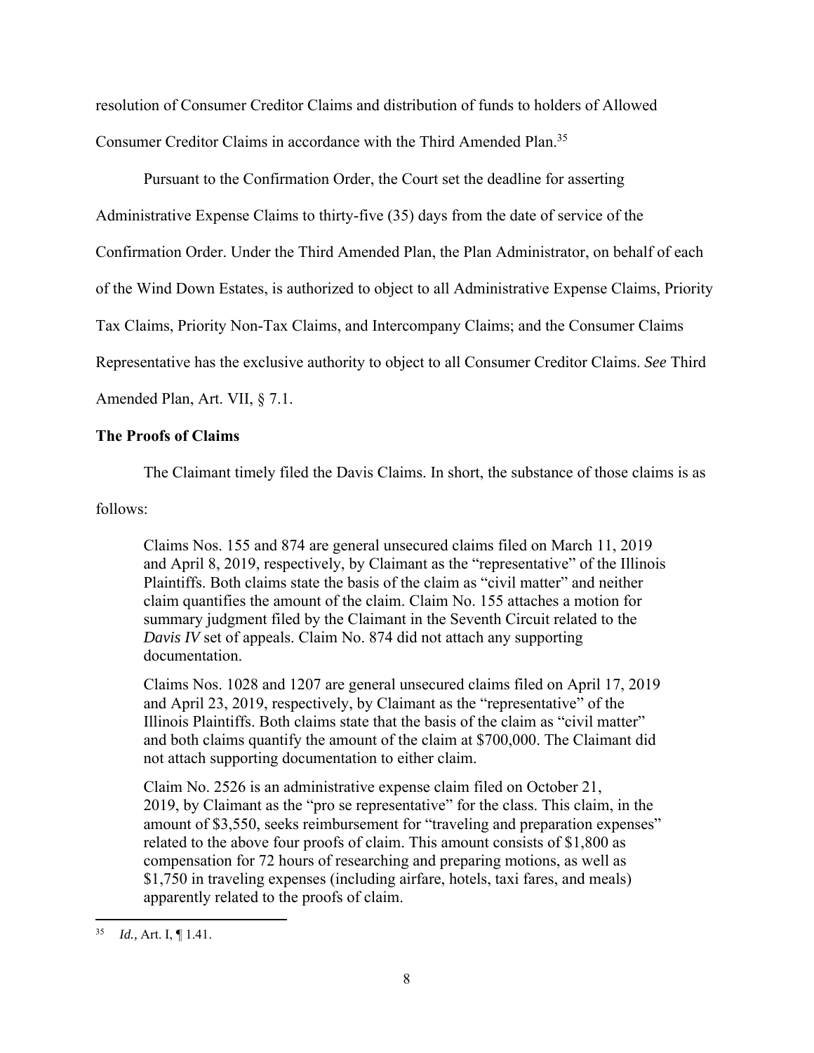resolution of Consumer Creditor Claims and distribution of funds to holders of Allowed Consumer Creditor Claims in accordance with the Third Amended Plan.[35]

Pursuant to the Confirmation Order, the Court set the deadline for asserting Administrative Expense Claims to thirty-five (35) days from the date of service of the Confirmation Order. Under the Third Amended Plan, the Plan Administrator, on behalf of each of the Wind Down Estates, is authorized to object to all Administrative Expense Claims, Priority Tax Claims, Priority Non-Tax Claims, and Intercompany Claims; and the Consumer Claims Representative has the exclusive authority to object to all Consumer Creditor Claims. *See* Third Amended Plan, Art. VII, § 7.1.

**The Proofs of Claims**

The Claimant timely filed the Davis Claims. In short, the substance of those claims is as follows:

> Claims Nos. 155 and 874 are general unsecured claims filed on March 11, 2019 and April 8, 2019, respectively, by Claimant as the "representative" of the Illinois Plaintiffs. Both claims state the basis of the claim as "civil matter" and neither claim quantifies the amount of the claim. Claim No. 155 attaches a motion for summary judgment filed by the Claimant in the Seventh Circuit related to the *Davis IV* set of appeals. Claim No. 874 did not attach any supporting documentation.
>
> Claims Nos. 1028 and 1207 are general unsecured claims filed on April 17, 2019 and April 23, 2019, respectively, by Claimant as the "representative" of the Illinois Plaintiffs. Both claims state that the basis of the claim as "civil matter" and both claims quantify the amount of the claim at $700,000. The Claimant did not attach supporting documentation to either claim.
>
> Claim No. 2526 is an administrative expense claim filed on October 21, 2019, by Claimant as the "pro se representative" for the class. This claim, in the amount of $3,550, seeks reimbursement for "traveling and preparation expenses" related to the above four proofs of claim. This amount consists of $1,800 as compensation for 72 hours of researching and preparing motions, as well as $1,750 in traveling expenses (including airfare, hotels, taxi fares, and meals) apparently related to the proofs of claim.

---

[35] *Id.*, Art. I, ¶ 1.41.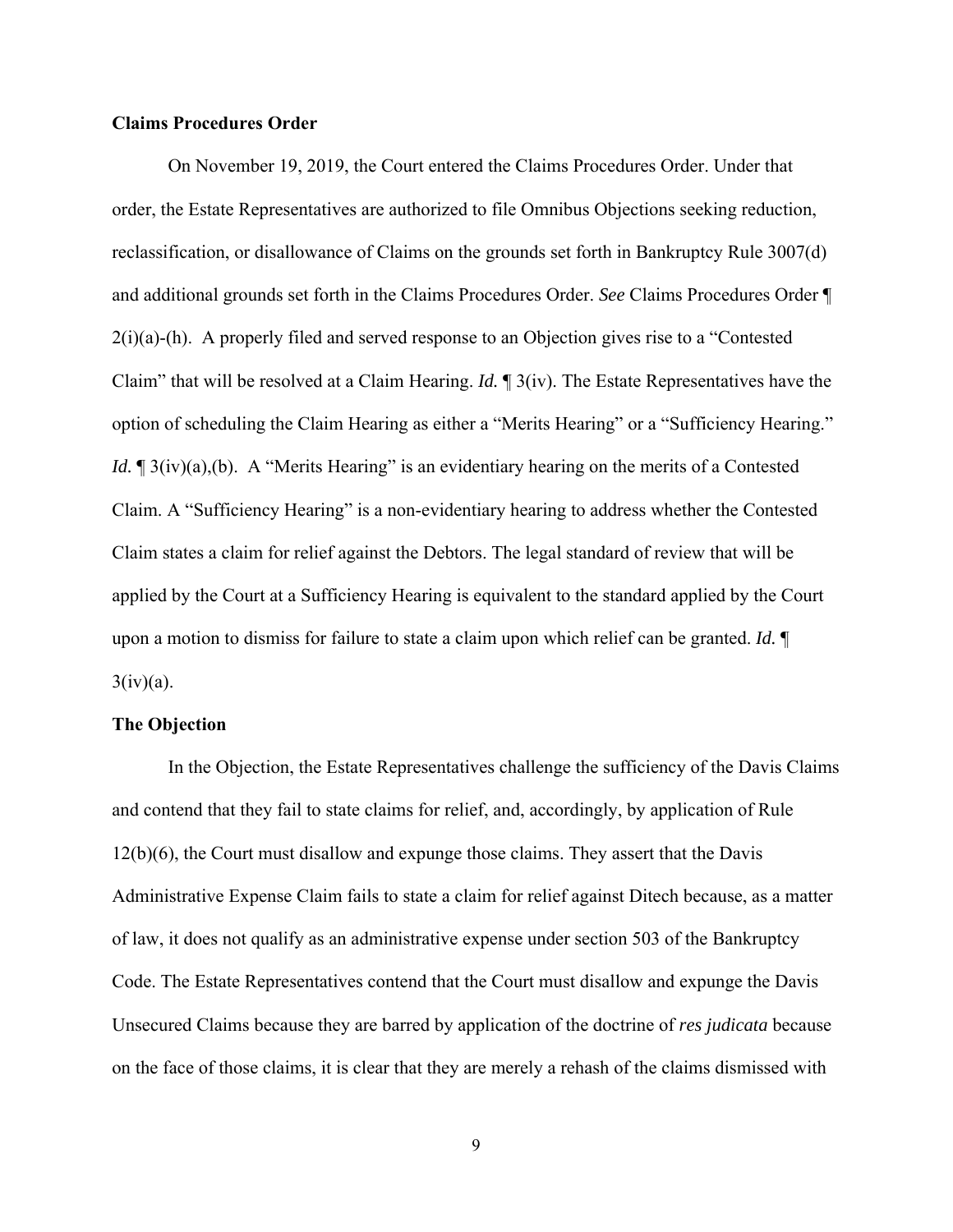**Claims Procedures Order**

On November 19, 2019, the Court entered the Claims Procedures Order. Under that order, the Estate Representatives are authorized to file Omnibus Objections seeking reduction, reclassification, or disallowance of Claims on the grounds set forth in Bankruptcy Rule 3007(d) and additional grounds set forth in the Claims Procedures Order. *See* Claims Procedures Order ¶ 2(i)(a)-(h). A properly filed and served response to an Objection gives rise to a "Contested Claim" that will be resolved at a Claim Hearing. *Id.* ¶ 3(iv). The Estate Representatives have the option of scheduling the Claim Hearing as either a "Merits Hearing" or a "Sufficiency Hearing." *Id.* ¶ 3(iv)(a),(b). A "Merits Hearing" is an evidentiary hearing on the merits of a Contested Claim. A "Sufficiency Hearing" is a non-evidentiary hearing to address whether the Contested Claim states a claim for relief against the Debtors. The legal standard of review that will be applied by the Court at a Sufficiency Hearing is equivalent to the standard applied by the Court upon a motion to dismiss for failure to state a claim upon which relief can be granted. *Id.* ¶ 3(iv)(a).

**The Objection**

In the Objection, the Estate Representatives challenge the sufficiency of the Davis Claims and contend that they fail to state claims for relief, and, accordingly, by application of Rule 12(b)(6), the Court must disallow and expunge those claims. They assert that the Davis Administrative Expense Claim fails to state a claim for relief against Ditech because, as a matter of law, it does not qualify as an administrative expense under section 503 of the Bankruptcy Code. The Estate Representatives contend that the Court must disallow and expunge the Davis Unsecured Claims because they are barred by application of the doctrine of *res judicata* because on the face of those claims, it is clear that they are merely a rehash of the claims dismissed with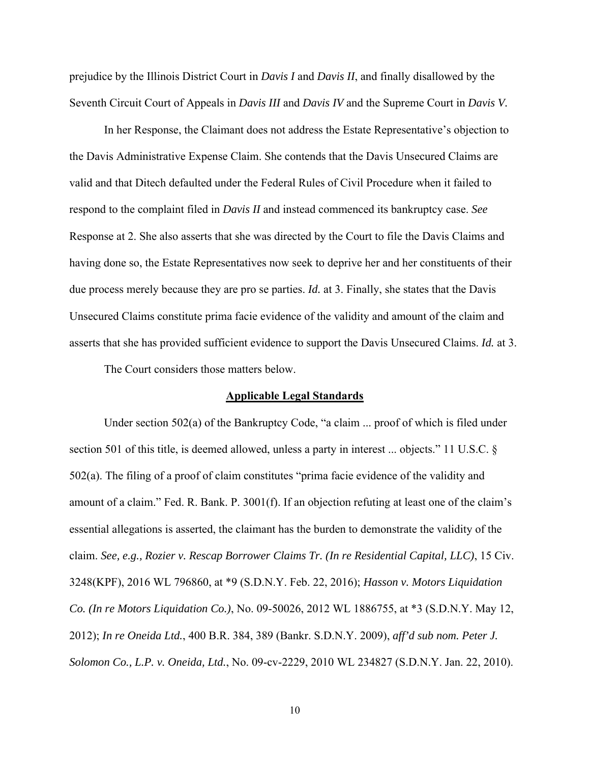prejudice by the Illinois District Court in *Davis I* and *Davis II*, and finally disallowed by the Seventh Circuit Court of Appeals in *Davis III* and *Davis IV* and the Supreme Court in *Davis V.*

In her Response, the Claimant does not address the Estate Representative's objection to the Davis Administrative Expense Claim. She contends that the Davis Unsecured Claims are valid and that Ditech defaulted under the Federal Rules of Civil Procedure when it failed to respond to the complaint filed in *Davis II* and instead commenced its bankruptcy case. *See* Response at 2. She also asserts that she was directed by the Court to file the Davis Claims and having done so, the Estate Representatives now seek to deprive her and her constituents of their due process merely because they are pro se parties. *Id.* at 3. Finally, she states that the Davis Unsecured Claims constitute prima facie evidence of the validity and amount of the claim and asserts that she has provided sufficient evidence to support the Davis Unsecured Claims. *Id.* at 3.

The Court considers those matters below.

## **Applicable Legal Standards**

Under section 502(a) of the Bankruptcy Code, "a claim ... proof of which is filed under section 501 of this title, is deemed allowed, unless a party in interest ... objects." 11 U.S.C. § 502(a). The filing of a proof of claim constitutes "prima facie evidence of the validity and amount of a claim." Fed. R. Bank. P. 3001(f). If an objection refuting at least one of the claim's essential allegations is asserted, the claimant has the burden to demonstrate the validity of the claim. *See, e.g., Rozier v. Rescap Borrower Claims Tr. (In re Residential Capital, LLC)*, 15 Civ. 3248(KPF), 2016 WL 796860, at *9 (S.D.N.Y. Feb. 22, 2016); *Hasson v. Motors Liquidation Co. (In re Motors Liquidation Co.)*, No. 09-50026, 2012 WL 1886755, at *3 (S.D.N.Y. May 12, 2012); *In re Oneida Ltd.*, 400 B.R. 384, 389 (Bankr. S.D.N.Y. 2009), *aff'd sub nom. Peter J. Solomon Co., L.P. v. Oneida, Ltd.*, No. 09-cv-2229, 2010 WL 234827 (S.D.N.Y. Jan. 22, 2010).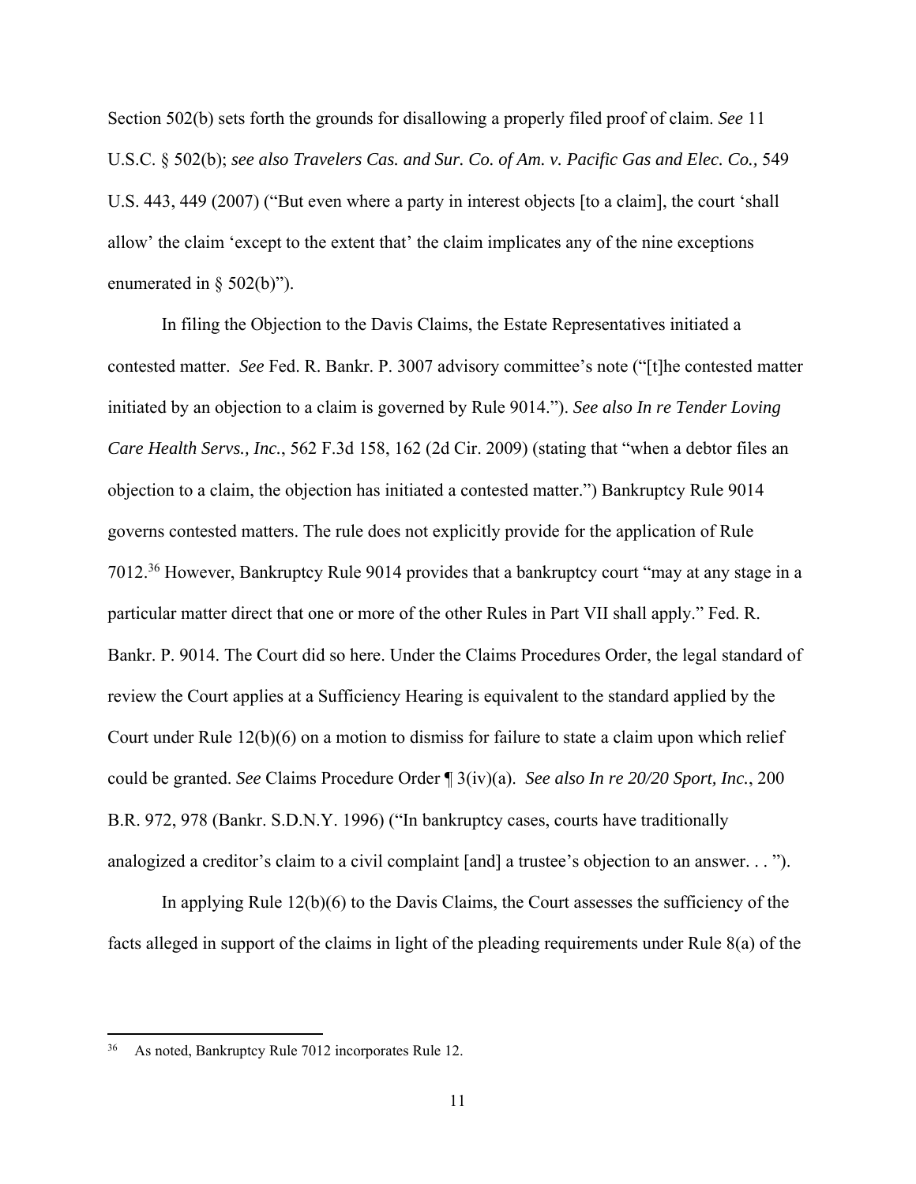Section 502(b) sets forth the grounds for disallowing a properly filed proof of claim. *See* 11 U.S.C. § 502(b); *see also Travelers Cas. and Sur. Co. of Am. v. Pacific Gas and Elec. Co.*, 549 U.S. 443, 449 (2007) ("But even where a party in interest objects [to a claim], the court 'shall allow' the claim 'except to the extent that' the claim implicates any of the nine exceptions enumerated in § 502(b)").

In filing the Objection to the Davis Claims, the Estate Representatives initiated a contested matter. *See* Fed. R. Bankr. P. 3007 advisory committee's note ("[t]he contested matter initiated by an objection to a claim is governed by Rule 9014."). *See also In re Tender Loving Care Health Servs., Inc.*, 562 F.3d 158, 162 (2d Cir. 2009) (stating that "when a debtor files an objection to a claim, the objection has initiated a contested matter.") Bankruptcy Rule 9014 governs contested matters. The rule does not explicitly provide for the application of Rule 7012.[36] However, Bankruptcy Rule 9014 provides that a bankruptcy court "may at any stage in a particular matter direct that one or more of the other Rules in Part VII shall apply." Fed. R. Bankr. P. 9014. The Court did so here. Under the Claims Procedures Order, the legal standard of review the Court applies at a Sufficiency Hearing is equivalent to the standard applied by the Court under Rule 12(b)(6) on a motion to dismiss for failure to state a claim upon which relief could be granted. *See* Claims Procedure Order ¶ 3(iv)(a). *See also In re 20/20 Sport, Inc.*, 200 B.R. 972, 978 (Bankr. S.D.N.Y. 1996) ("In bankruptcy cases, courts have traditionally analogized a creditor's claim to a civil complaint [and] a trustee's objection to an answer. . . ").

In applying Rule 12(b)(6) to the Davis Claims, the Court assesses the sufficiency of the facts alleged in support of the claims in light of the pleading requirements under Rule 8(a) of the

---

[36] As noted, Bankruptcy Rule 7012 incorporates Rule 12.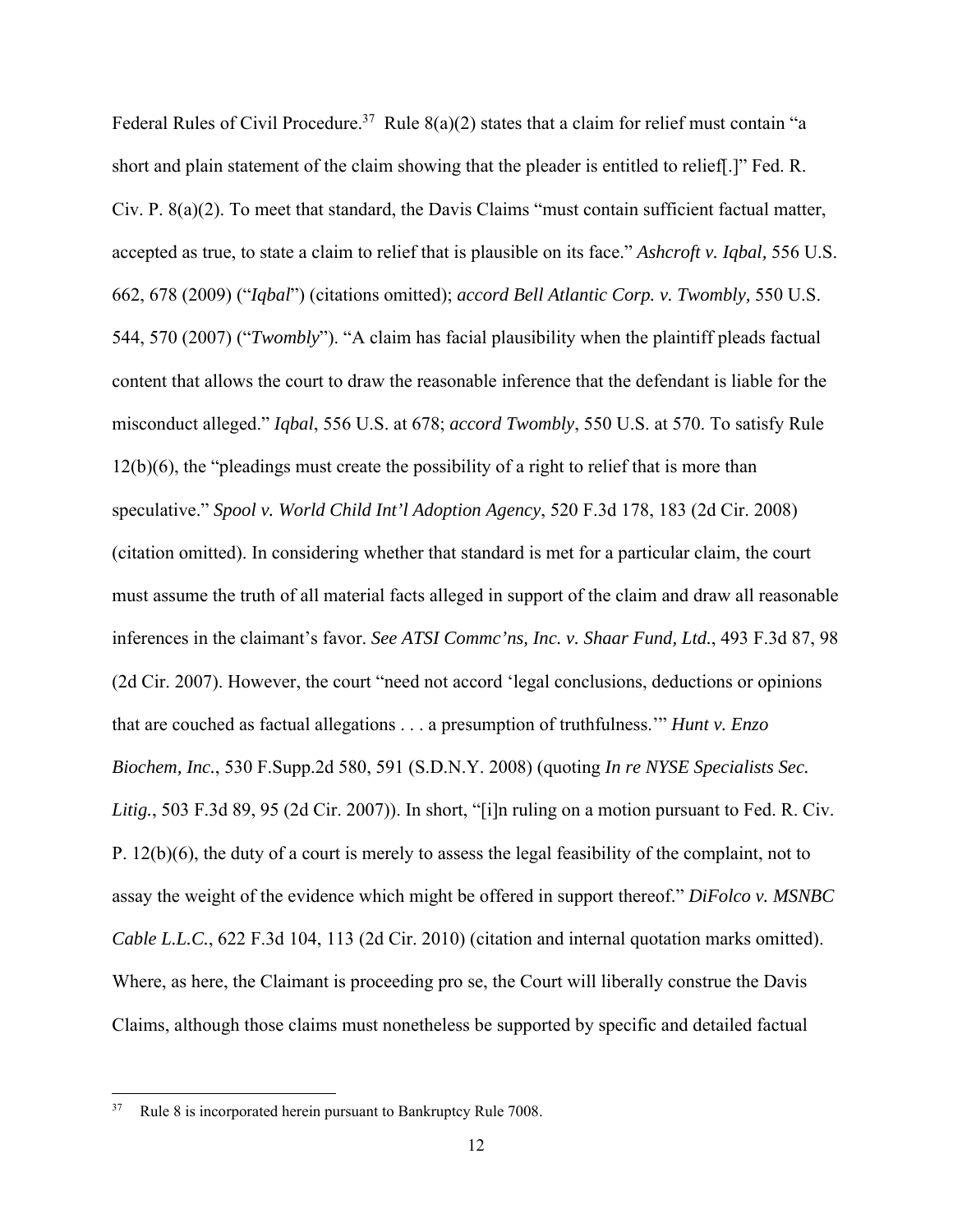Federal Rules of Civil Procedure.[37] Rule 8(a)(2) states that a claim for relief must contain "a short and plain statement of the claim showing that the pleader is entitled to relief[.]" Fed. R. Civ. P. 8(a)(2). To meet that standard, the Davis Claims "must contain sufficient factual matter, accepted as true, to state a claim to relief that is plausible on its face." *Ashcroft v. Iqbal,* 556 U.S. 662, 678 (2009) ("*Iqbal*") (citations omitted); *accord Bell Atlantic Corp. v. Twombly,* 550 U.S. 544, 570 (2007) ("*Twombly*"). "A claim has facial plausibility when the plaintiff pleads factual content that allows the court to draw the reasonable inference that the defendant is liable for the misconduct alleged." *Iqbal*, 556 U.S. at 678; *accord Twombly*, 550 U.S. at 570. To satisfy Rule 12(b)(6), the "pleadings must create the possibility of a right to relief that is more than speculative." *Spool v. World Child Int'l Adoption Agency*, 520 F.3d 178, 183 (2d Cir. 2008) (citation omitted). In considering whether that standard is met for a particular claim, the court must assume the truth of all material facts alleged in support of the claim and draw all reasonable inferences in the claimant's favor. *See ATSI Commc'ns, Inc. v. Shaar Fund, Ltd.*, 493 F.3d 87, 98 (2d Cir. 2007). However, the court "need not accord 'legal conclusions, deductions or opinions that are couched as factual allegations . . . a presumption of truthfulness.'" *Hunt v. Enzo Biochem, Inc.*, 530 F.Supp.2d 580, 591 (S.D.N.Y. 2008) (quoting *In re NYSE Specialists Sec. Litig.*, 503 F.3d 89, 95 (2d Cir. 2007)). In short, "[i]n ruling on a motion pursuant to Fed. R. Civ. P. 12(b)(6), the duty of a court is merely to assess the legal feasibility of the complaint, not to assay the weight of the evidence which might be offered in support thereof." *DiFolco v. MSNBC Cable L.L.C.*, 622 F.3d 104, 113 (2d Cir. 2010) (citation and internal quotation marks omitted). Where, as here, the Claimant is proceeding pro se, the Court will liberally construe the Davis Claims, although those claims must nonetheless be supported by specific and detailed factual

---

[37] Rule 8 is incorporated herein pursuant to Bankruptcy Rule 7008.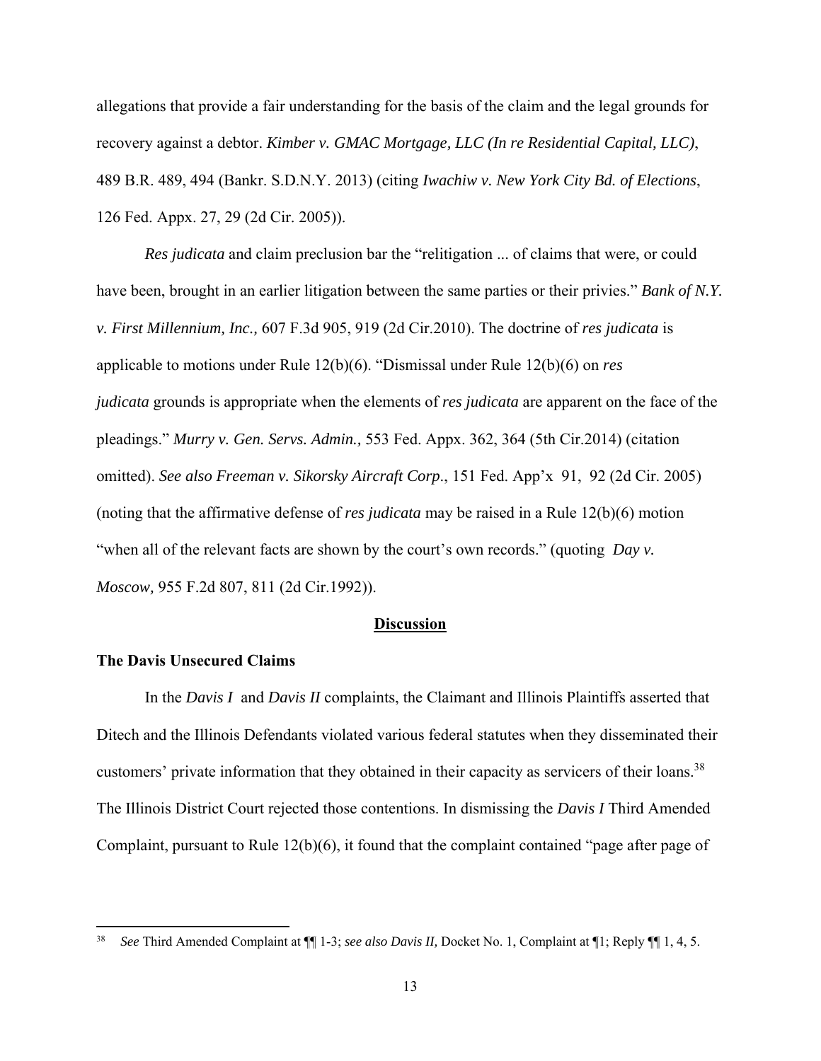allegations that provide a fair understanding for the basis of the claim and the legal grounds for recovery against a debtor. *Kimber v. GMAC Mortgage, LLC (In re Residential Capital, LLC)*, 489 B.R. 489, 494 (Bankr. S.D.N.Y. 2013) (citing *Iwachiw v. New York City Bd. of Elections*, 126 Fed. Appx. 27, 29 (2d Cir. 2005)).

*Res judicata* and claim preclusion bar the "relitigation ... of claims that were, or could have been, brought in an earlier litigation between the same parties or their privies." *Bank of N.Y. v. First Millennium, Inc.,* 607 F.3d 905, 919 (2d Cir.2010). The doctrine of *res judicata* is applicable to motions under Rule 12(b)(6). "Dismissal under Rule 12(b)(6) on *res judicata* grounds is appropriate when the elements of *res judicata* are apparent on the face of the pleadings." *Murry v. Gen. Servs. Admin.,* 553 Fed. Appx. 362, 364 (5th Cir.2014) (citation omitted). *See also Freeman v. Sikorsky Aircraft Corp*., 151 Fed. App'x 91, 92 (2d Cir. 2005) (noting that the affirmative defense of *res judicata* may be raised in a Rule 12(b)(6) motion "when all of the relevant facts are shown by the court's own records." (quoting *Day v. Moscow,* 955 F.2d 807, 811 (2d Cir.1992)).

## **Discussion**

### **The Davis Unsecured Claims**

In the *Davis I* and *Davis II* complaints, the Claimant and Illinois Plaintiffs asserted that Ditech and the Illinois Defendants violated various federal statutes when they disseminated their customers' private information that they obtained in their capacity as servicers of their loans.[38] The Illinois District Court rejected those contentions. In dismissing the *Davis I* Third Amended Complaint, pursuant to Rule 12(b)(6), it found that the complaint contained "page after page of

[38] *See* Third Amended Complaint at ¶¶ 1-3; *see also Davis II,* Docket No. 1, Complaint at ¶1; Reply ¶¶ 1, 4, 5.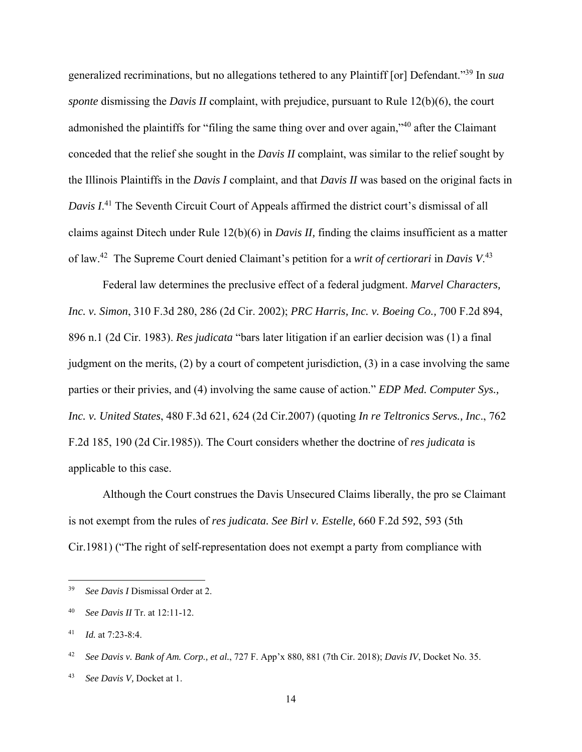generalized recriminations, but no allegations tethered to any Plaintiff [or] Defendant."[39] In *sua sponte* dismissing the *Davis II* complaint, with prejudice, pursuant to Rule 12(b)(6), the court admonished the plaintiffs for "filing the same thing over and over again,"[40] after the Claimant conceded that the relief she sought in the *Davis II* complaint, was similar to the relief sought by the Illinois Plaintiffs in the *Davis I* complaint, and that *Davis II* was based on the original facts in *Davis I*.[41] The Seventh Circuit Court of Appeals affirmed the district court's dismissal of all claims against Ditech under Rule 12(b)(6) in *Davis II,* finding the claims insufficient as a matter of law.[42] The Supreme Court denied Claimant's petition for a *writ of certiorari* in *Davis V*.[43]

Federal law determines the preclusive effect of a federal judgment. *Marvel Characters, Inc. v. Simon*, 310 F.3d 280, 286 (2d Cir. 2002); *PRC Harris, Inc. v. Boeing Co.*, 700 F.2d 894, 896 n.1 (2d Cir. 1983). *Res judicata* "bars later litigation if an earlier decision was (1) a final judgment on the merits, (2) by a court of competent jurisdiction, (3) in a case involving the same parties or their privies, and (4) involving the same cause of action." *EDP Med. Computer Sys., Inc. v. United States*, 480 F.3d 621, 624 (2d Cir.2007) (quoting *In re Teltronics Servs., Inc*., 762 F.2d 185, 190 (2d Cir.1985)). The Court considers whether the doctrine of *res judicata* is applicable to this case.

Although the Court construes the Davis Unsecured Claims liberally, the pro se Claimant is not exempt from the rules of *res judicata. See Birl v. Estelle,* 660 F.2d 592, 593 (5th Cir.1981) ("The right of self-representation does not exempt a party from compliance with

---

[39] *See Davis I* Dismissal Order at 2.

[40] *See Davis II* Tr. at 12:11-12.

[41] *Id.* at 7:23-8:4.

[42] *See Davis v. Bank of Am. Corp., et al.*, 727 F. App'x 880, 881 (7th Cir. 2018); *Davis IV*, Docket No. 35.

[43] *See Davis V,* Docket at 1.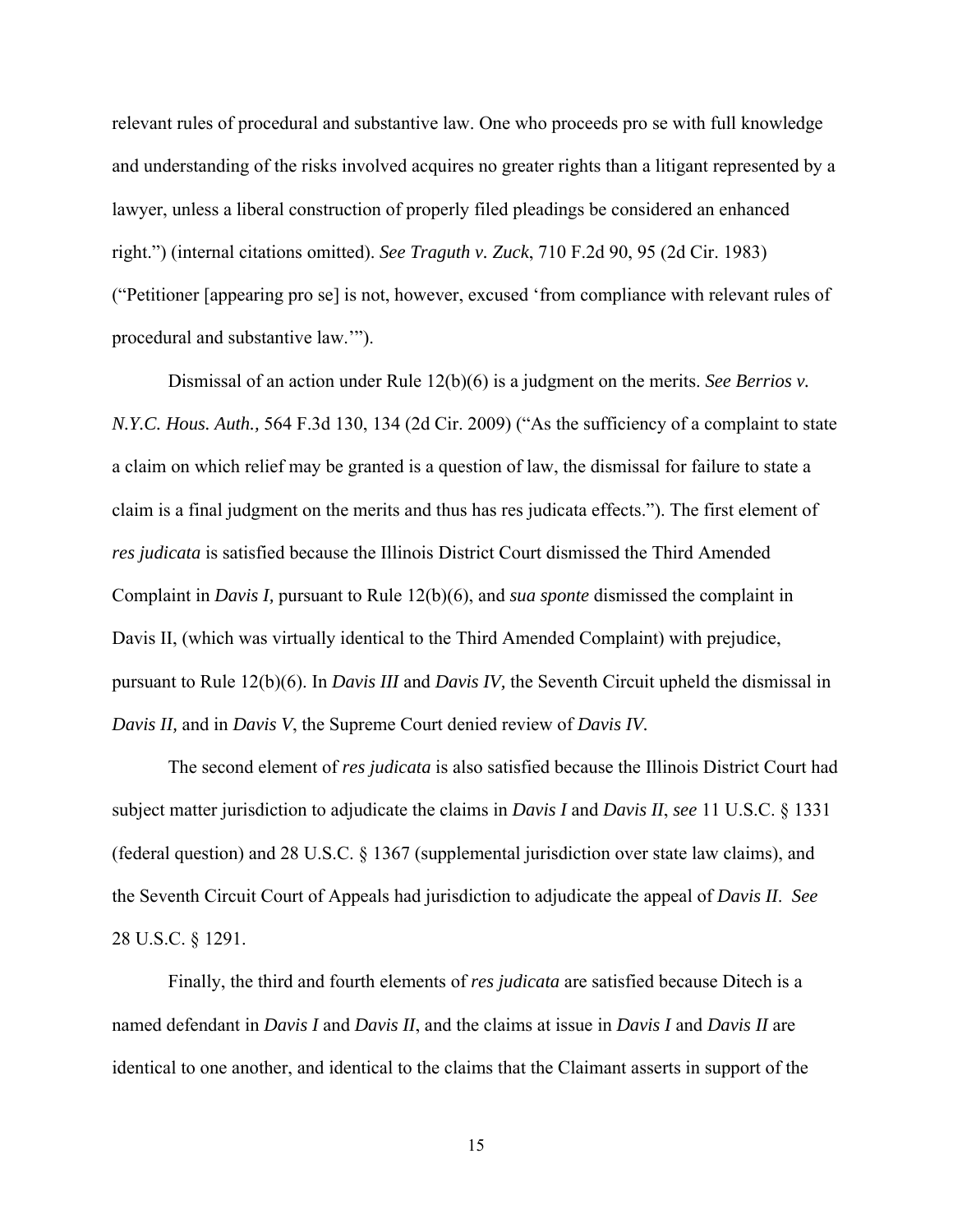relevant rules of procedural and substantive law. One who proceeds pro se with full knowledge and understanding of the risks involved acquires no greater rights than a litigant represented by a lawyer, unless a liberal construction of properly filed pleadings be considered an enhanced right.") (internal citations omitted). *See Traguth v. Zuck*, 710 F.2d 90, 95 (2d Cir. 1983) ("Petitioner [appearing pro se] is not, however, excused 'from compliance with relevant rules of procedural and substantive law.'").

Dismissal of an action under Rule 12(b)(6) is a judgment on the merits. *See Berrios v. N.Y.C. Hous. Auth.,* 564 F.3d 130, 134 (2d Cir. 2009) ("As the sufficiency of a complaint to state a claim on which relief may be granted is a question of law, the dismissal for failure to state a claim is a final judgment on the merits and thus has res judicata effects."). The first element of *res judicata* is satisfied because the Illinois District Court dismissed the Third Amended Complaint in *Davis I,* pursuant to Rule 12(b)(6), and *sua sponte* dismissed the complaint in Davis II, (which was virtually identical to the Third Amended Complaint) with prejudice, pursuant to Rule 12(b)(6). In *Davis III* and *Davis IV,* the Seventh Circuit upheld the dismissal in *Davis II,* and in *Davis V*, the Supreme Court denied review of *Davis IV.*

The second element of *res judicata* is also satisfied because the Illinois District Court had subject matter jurisdiction to adjudicate the claims in *Davis I* and *Davis II*, *see* 11 U.S.C. § 1331 (federal question) and 28 U.S.C. § 1367 (supplemental jurisdiction over state law claims), and the Seventh Circuit Court of Appeals had jurisdiction to adjudicate the appeal of *Davis II*. *See* 28 U.S.C. § 1291.

Finally, the third and fourth elements of *res judicata* are satisfied because Ditech is a named defendant in *Davis I* and *Davis II*, and the claims at issue in *Davis I* and *Davis II* are identical to one another, and identical to the claims that the Claimant asserts in support of the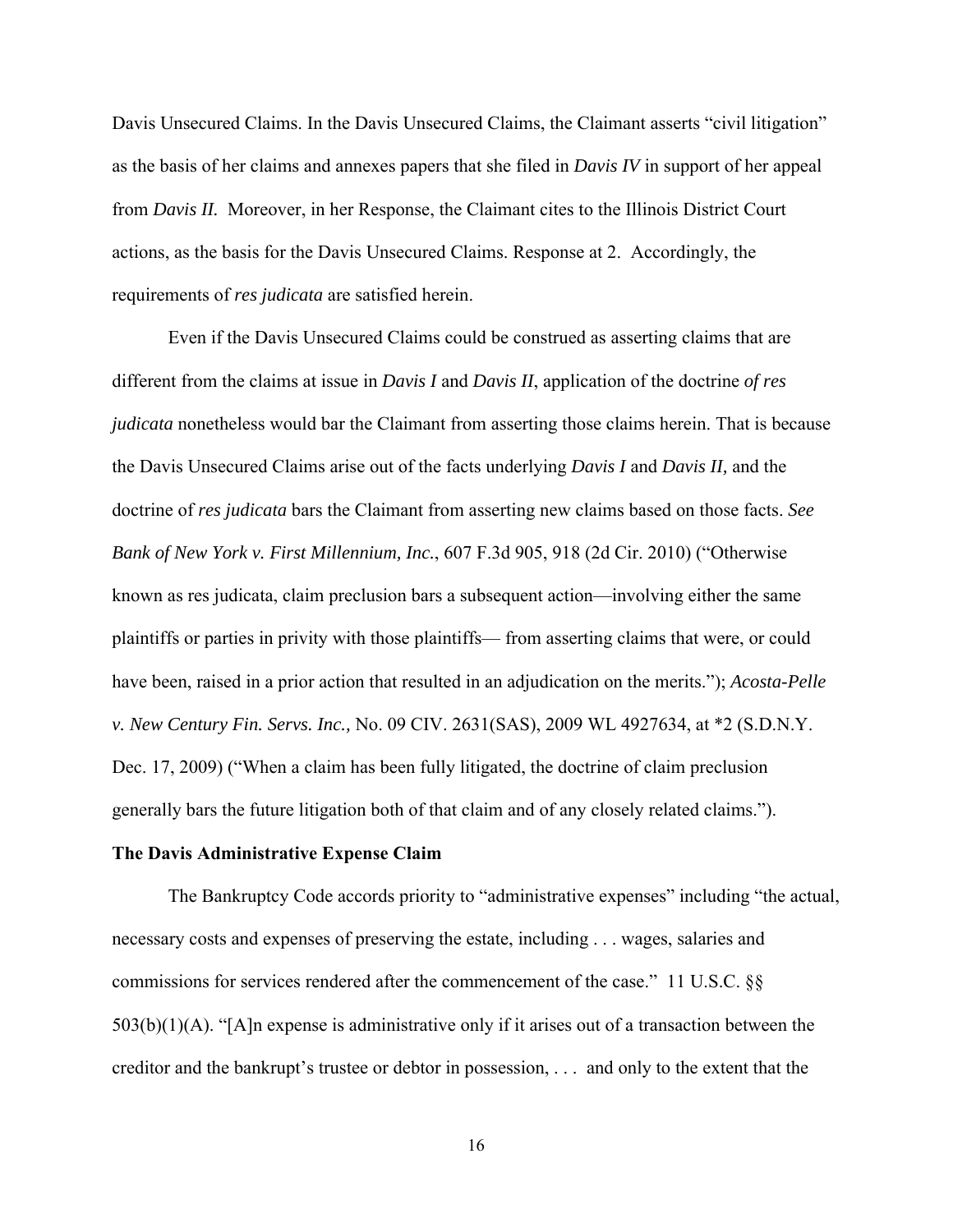Davis Unsecured Claims. In the Davis Unsecured Claims, the Claimant asserts "civil litigation" as the basis of her claims and annexes papers that she filed in *Davis IV* in support of her appeal from *Davis II.* Moreover, in her Response, the Claimant cites to the Illinois District Court actions, as the basis for the Davis Unsecured Claims. Response at 2. Accordingly, the requirements of *res judicata* are satisfied herein.

Even if the Davis Unsecured Claims could be construed as asserting claims that are different from the claims at issue in *Davis I* and *Davis II*, application of the doctrine *of res judicata* nonetheless would bar the Claimant from asserting those claims herein. That is because the Davis Unsecured Claims arise out of the facts underlying *Davis I* and *Davis II,* and the doctrine of *res judicata* bars the Claimant from asserting new claims based on those facts. *See Bank of New York v. First Millennium, Inc.*, 607 F.3d 905, 918 (2d Cir. 2010) ("Otherwise known as res judicata, claim preclusion bars a subsequent action—involving either the same plaintiffs or parties in privity with those plaintiffs— from asserting claims that were, or could have been, raised in a prior action that resulted in an adjudication on the merits."); *Acosta-Pelle v. New Century Fin. Servs. Inc.,* No. 09 CIV. 2631(SAS), 2009 WL 4927634, at *2 (S.D.N.Y. Dec. 17, 2009) ("When a claim has been fully litigated, the doctrine of claim preclusion generally bars the future litigation both of that claim and of any closely related claims.").

**The Davis Administrative Expense Claim**

The Bankruptcy Code accords priority to "administrative expenses" including "the actual, necessary costs and expenses of preserving the estate, including . . . wages, salaries and commissions for services rendered after the commencement of the case." 11 U.S.C. §§ 503(b)(1)(A). "[A]n expense is administrative only if it arises out of a transaction between the creditor and the bankrupt's trustee or debtor in possession, . . . and only to the extent that the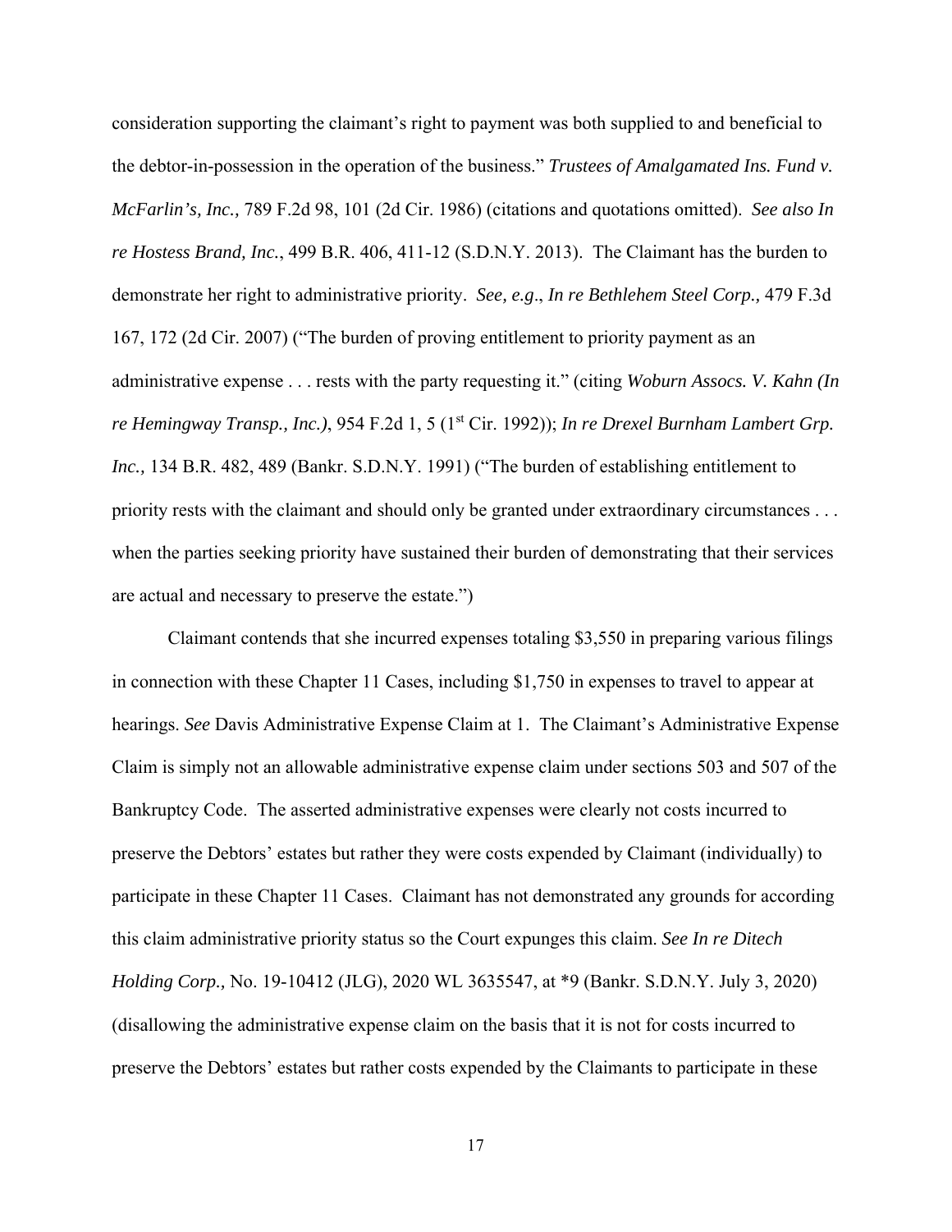consideration supporting the claimant's right to payment was both supplied to and beneficial to the debtor-in-possession in the operation of the business." *Trustees of Amalgamated Ins. Fund v. McFarlin's, Inc.,* 789 F.2d 98, 101 (2d Cir. 1986) (citations and quotations omitted). *See also In re Hostess Brand, Inc.*, 499 B.R. 406, 411-12 (S.D.N.Y. 2013). The Claimant has the burden to demonstrate her right to administrative priority. *See, e.g*., *In re Bethlehem Steel Corp.,* 479 F.3d 167, 172 (2d Cir. 2007) ("The burden of proving entitlement to priority payment as an administrative expense . . . rests with the party requesting it." (citing *Woburn Assocs. V. Kahn (In re Hemingway Transp., Inc.)*, 954 F.2d 1, 5 (1st Cir. 1992)); *In re Drexel Burnham Lambert Grp. Inc.,* 134 B.R. 482, 489 (Bankr. S.D.N.Y. 1991) ("The burden of establishing entitlement to priority rests with the claimant and should only be granted under extraordinary circumstances . . . when the parties seeking priority have sustained their burden of demonstrating that their services are actual and necessary to preserve the estate.")

Claimant contends that she incurred expenses totaling $3,550 in preparing various filings in connection with these Chapter 11 Cases, including $1,750 in expenses to travel to appear at hearings. *See* Davis Administrative Expense Claim at 1. The Claimant's Administrative Expense Claim is simply not an allowable administrative expense claim under sections 503 and 507 of the Bankruptcy Code. The asserted administrative expenses were clearly not costs incurred to preserve the Debtors' estates but rather they were costs expended by Claimant (individually) to participate in these Chapter 11 Cases. Claimant has not demonstrated any grounds for according this claim administrative priority status so the Court expunges this claim. *See In re Ditech Holding Corp.,* No. 19-10412 (JLG), 2020 WL 3635547, at *9 (Bankr. S.D.N.Y. July 3, 2020) (disallowing the administrative expense claim on the basis that it is not for costs incurred to preserve the Debtors' estates but rather costs expended by the Claimants to participate in these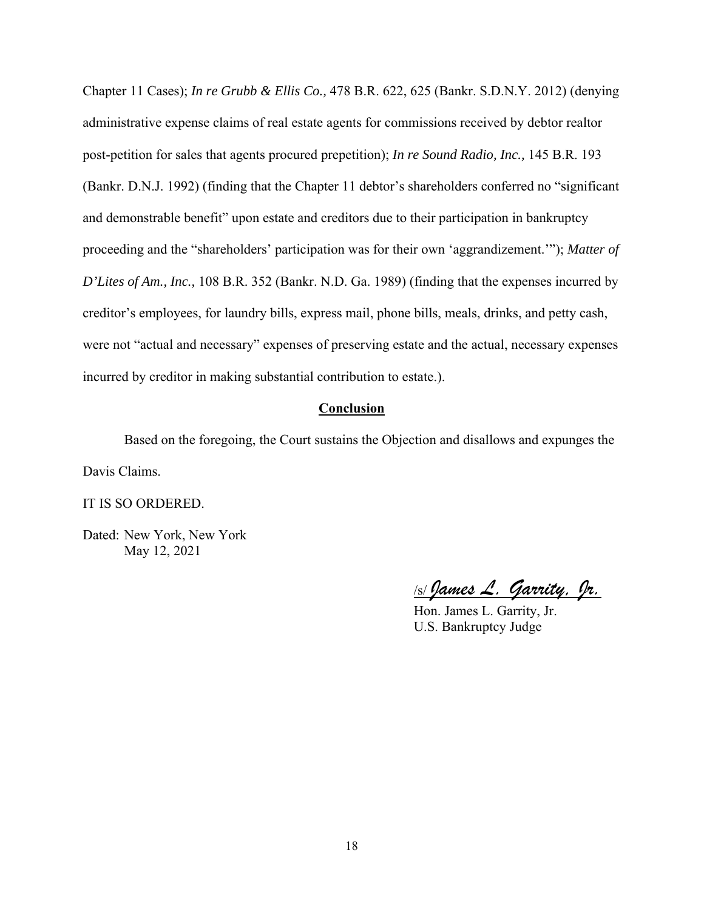Chapter 11 Cases); *In re Grubb & Ellis Co.,* 478 B.R. 622, 625 (Bankr. S.D.N.Y. 2012) (denying administrative expense claims of real estate agents for commissions received by debtor realtor post-petition for sales that agents procured prepetition); *In re Sound Radio, Inc.,* 145 B.R. 193 (Bankr. D.N.J. 1992) (finding that the Chapter 11 debtor's shareholders conferred no "significant and demonstrable benefit" upon estate and creditors due to their participation in bankruptcy proceeding and the "shareholders' participation was for their own 'aggrandizement.'"); *Matter of D'Lites of Am., Inc.,* 108 B.R. 352 (Bankr. N.D. Ga. 1989) (finding that the expenses incurred by creditor's employees, for laundry bills, express mail, phone bills, meals, drinks, and petty cash, were not "actual and necessary" expenses of preserving estate and the actual, necessary expenses incurred by creditor in making substantial contribution to estate.).

## Conclusion

Based on the foregoing, the Court sustains the Objection and disallows and expunges the Davis Claims.

IT IS SO ORDERED.

Dated: New York, New York
May 12, 2021

/s/ *James L. Garrity, Jr.*

Hon. James L. Garrity, Jr.
U.S. Bankruptcy Judge